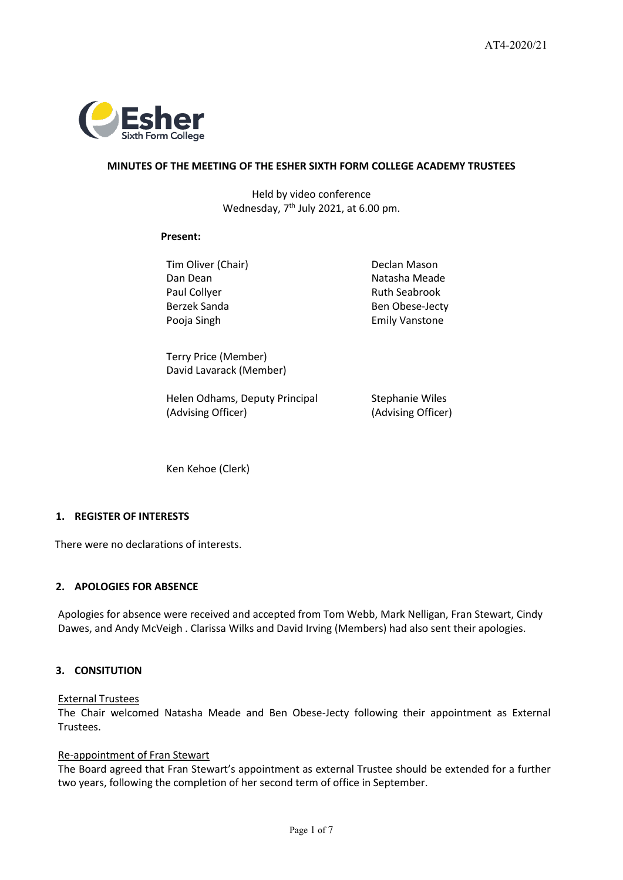AT4-2020/21

**MINUTES OF THE MEETING OF THE ESHER SIXTH FORM COLLEGE ACADEMY TRUSTEES**

Held by video conference
Wednesday, 7th July 2021, at 6.00 pm.

**Present:**

Tim Oliver (Chair)
Dan Dean
Paul Collyer
Berzek Sanda
Pooja Singh
Declan Mason
Natasha Meade
Ruth Seabrook
Ben Obese-Jecty
Emily Vanstone

Terry Price (Member)
David Lavarack (Member)

Helen Odhams, Deputy Principal (Advising Officer)
Stephanie Wiles (Advising Officer)

Ken Kehoe (Clerk)

## 1. REGISTER OF INTERESTS

There were no declarations of interests.

## 2. APOLOGIES FOR ABSENCE

Apologies for absence were received and accepted from Tom Webb, Mark Nelligan, Fran Stewart, Cindy Dawes, and Andy McVeigh . Clarissa Wilks and David Irving (Members) had also sent their apologies.

## 3. CONSITUTION

External Trustees
The Chair welcomed Natasha Meade and Ben Obese-Jecty following their appointment as External Trustees.

Re-appointment of Fran Stewart
The Board agreed that Fran Stewart's appointment as external Trustee should be extended for a further two years, following the completion of her second term of office in September.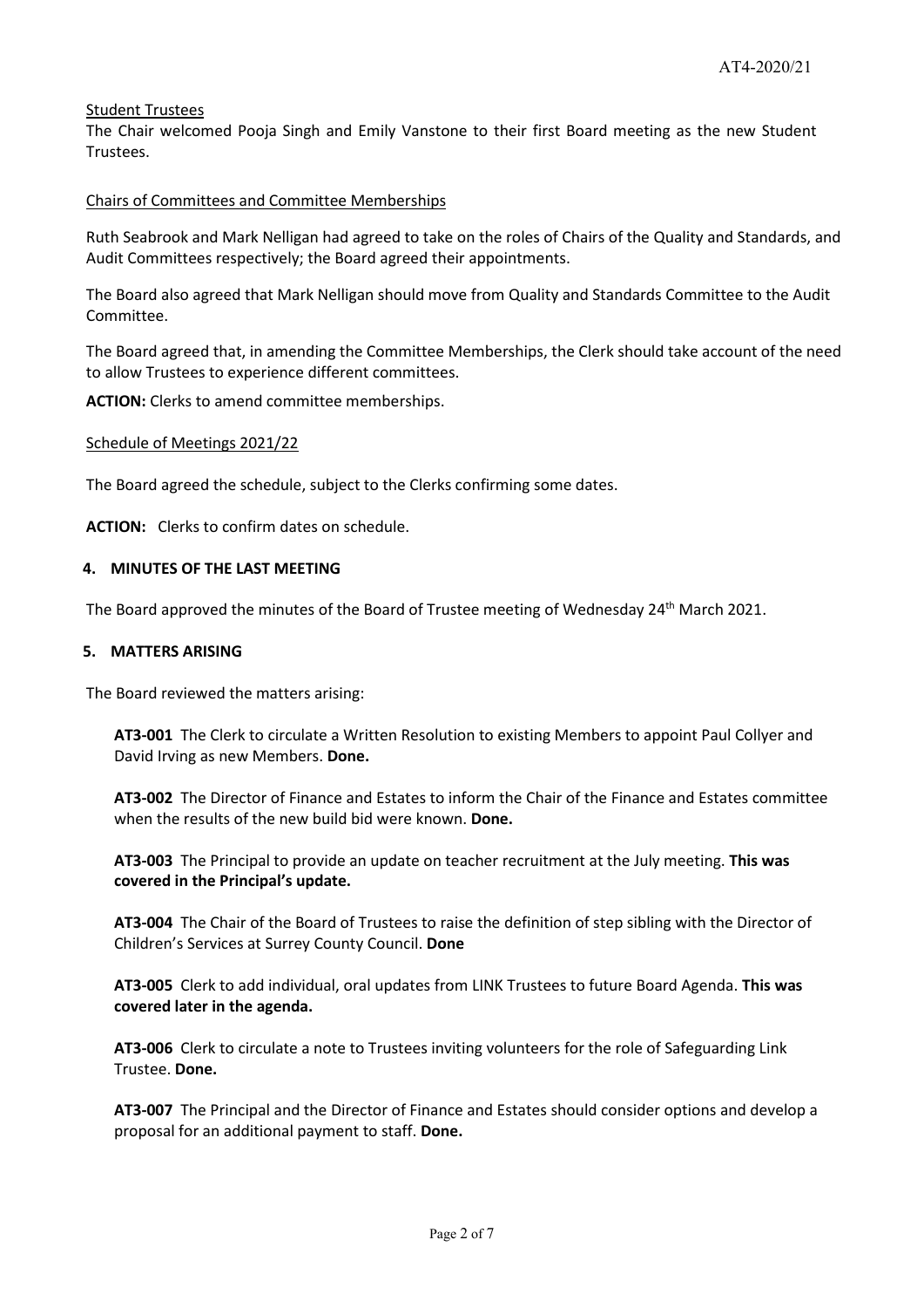Student Trustees

The Chair welcomed Pooja Singh and Emily Vanstone to their first Board meeting as the new Student Trustees.

Chairs of Committees and Committee Memberships

Ruth Seabrook and Mark Nelligan had agreed to take on the roles of Chairs of the Quality and Standards, and Audit Committees respectively; the Board agreed their appointments.

The Board also agreed that Mark Nelligan should move from Quality and Standards Committee to the Audit Committee.

The Board agreed that, in amending the Committee Memberships, the Clerk should take account of the need to allow Trustees to experience different committees.

**ACTION:** Clerks to amend committee memberships.

Schedule of Meetings 2021/22

The Board agreed the schedule, subject to the Clerks confirming some dates.

**ACTION:** Clerks to confirm dates on schedule.

## 4. MINUTES OF THE LAST MEETING

The Board approved the minutes of the Board of Trustee meeting of Wednesday 24th March 2021.

## 5. MATTERS ARISING

The Board reviewed the matters arising:

**AT3-001** The Clerk to circulate a Written Resolution to existing Members to appoint Paul Collyer and David Irving as new Members. **Done.**

**AT3-002** The Director of Finance and Estates to inform the Chair of the Finance and Estates committee when the results of the new build bid were known. **Done.**

**AT3-003** The Principal to provide an update on teacher recruitment at the July meeting. **This was covered in the Principal's update.**

**AT3-004** The Chair of the Board of Trustees to raise the definition of step sibling with the Director of Children's Services at Surrey County Council. **Done**

**AT3-005** Clerk to add individual, oral updates from LINK Trustees to future Board Agenda. **This was covered later in the agenda.**

**AT3-006** Clerk to circulate a note to Trustees inviting volunteers for the role of Safeguarding Link Trustee. **Done.**

**AT3-007** The Principal and the Director of Finance and Estates should consider options and develop a proposal for an additional payment to staff. **Done.**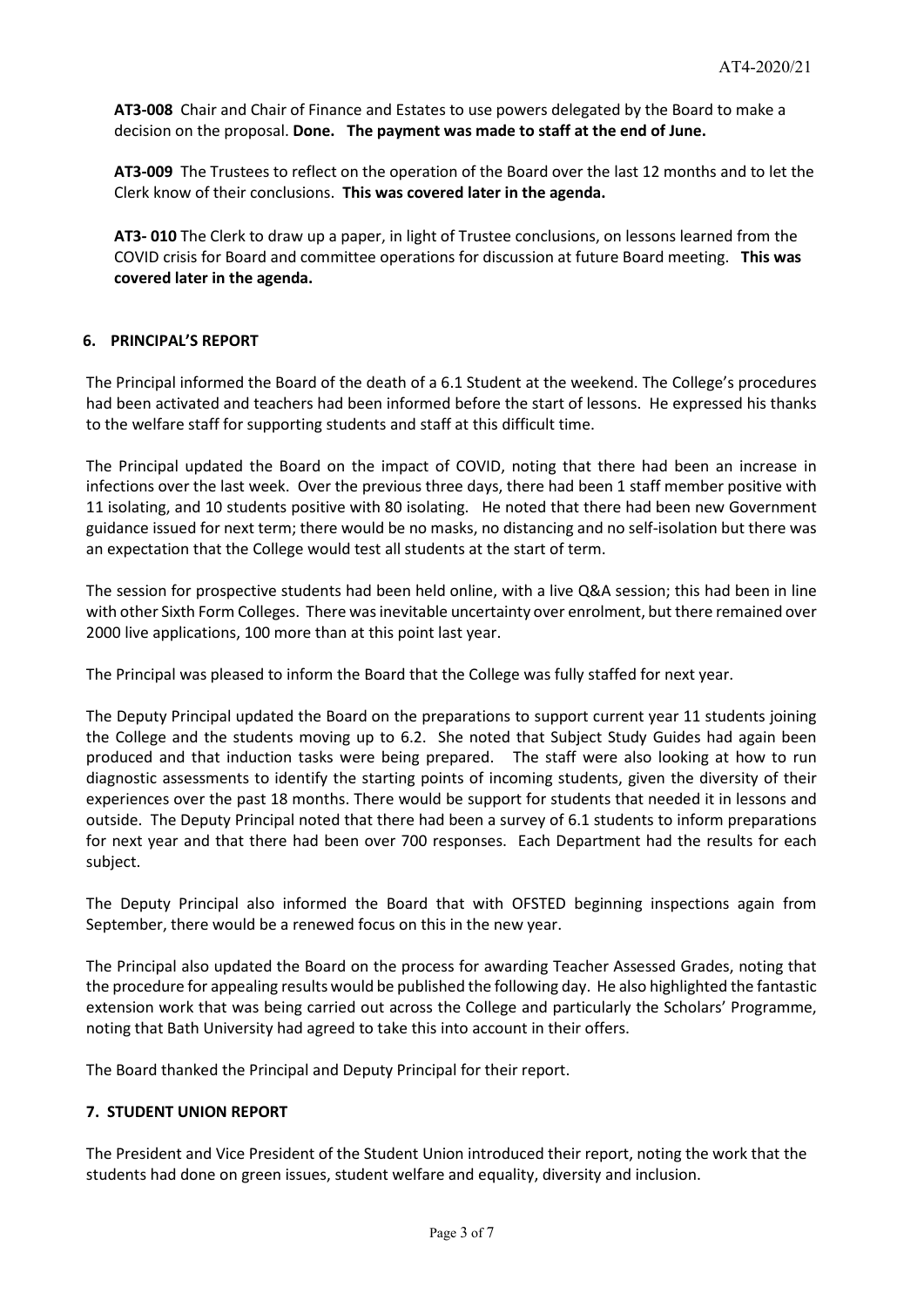**AT3-008** Chair and Chair of Finance and Estates to use powers delegated by the Board to make a decision on the proposal. **Done. The payment was made to staff at the end of June.**

**AT3-009** The Trustees to reflect on the operation of the Board over the last 12 months and to let the Clerk know of their conclusions. **This was covered later in the agenda.**

**AT3- 010** The Clerk to draw up a paper, in light of Trustee conclusions, on lessons learned from the COVID crisis for Board and committee operations for discussion at future Board meeting. **This was covered later in the agenda.**

## 6. PRINCIPAL'S REPORT

The Principal informed the Board of the death of a 6.1 Student at the weekend. The College's procedures had been activated and teachers had been informed before the start of lessons. He expressed his thanks to the welfare staff for supporting students and staff at this difficult time.

The Principal updated the Board on the impact of COVID, noting that there had been an increase in infections over the last week. Over the previous three days, there had been 1 staff member positive with 11 isolating, and 10 students positive with 80 isolating. He noted that there had been new Government guidance issued for next term; there would be no masks, no distancing and no self-isolation but there was an expectation that the College would test all students at the start of term.

The session for prospective students had been held online, with a live Q&A session; this had been in line with other Sixth Form Colleges. There was inevitable uncertainty over enrolment, but there remained over 2000 live applications, 100 more than at this point last year.

The Principal was pleased to inform the Board that the College was fully staffed for next year.

The Deputy Principal updated the Board on the preparations to support current year 11 students joining the College and the students moving up to 6.2. She noted that Subject Study Guides had again been produced and that induction tasks were being prepared. The staff were also looking at how to run diagnostic assessments to identify the starting points of incoming students, given the diversity of their experiences over the past 18 months. There would be support for students that needed it in lessons and outside. The Deputy Principal noted that there had been a survey of 6.1 students to inform preparations for next year and that there had been over 700 responses. Each Department had the results for each subject.

The Deputy Principal also informed the Board that with OFSTED beginning inspections again from September, there would be a renewed focus on this in the new year.

The Principal also updated the Board on the process for awarding Teacher Assessed Grades, noting that the procedure for appealing results would be published the following day. He also highlighted the fantastic extension work that was being carried out across the College and particularly the Scholars' Programme, noting that Bath University had agreed to take this into account in their offers.

The Board thanked the Principal and Deputy Principal for their report.

## 7. STUDENT UNION REPORT

The President and Vice President of the Student Union introduced their report, noting the work that the students had done on green issues, student welfare and equality, diversity and inclusion.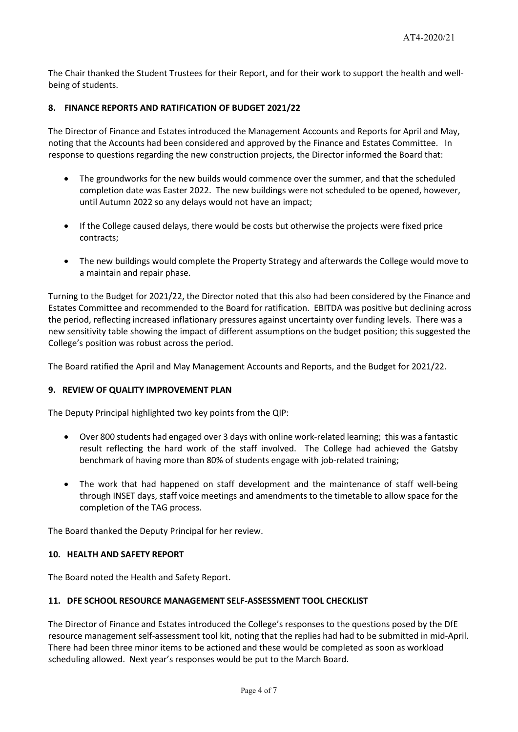The Chair thanked the Student Trustees for their Report, and for their work to support the health and well-being of students.

## 8. FINANCE REPORTS AND RATIFICATION OF BUDGET 2021/22

The Director of Finance and Estates introduced the Management Accounts and Reports for April and May, noting that the Accounts had been considered and approved by the Finance and Estates Committee. In response to questions regarding the new construction projects, the Director informed the Board that:

- The groundworks for the new builds would commence over the summer, and that the scheduled completion date was Easter 2022. The new buildings were not scheduled to be opened, however, until Autumn 2022 so any delays would not have an impact;
- If the College caused delays, there would be costs but otherwise the projects were fixed price contracts;
- The new buildings would complete the Property Strategy and afterwards the College would move to a maintain and repair phase.

Turning to the Budget for 2021/22, the Director noted that this also had been considered by the Finance and Estates Committee and recommended to the Board for ratification. EBITDA was positive but declining across the period, reflecting increased inflationary pressures against uncertainty over funding levels. There was a new sensitivity table showing the impact of different assumptions on the budget position; this suggested the College's position was robust across the period.

The Board ratified the April and May Management Accounts and Reports, and the Budget for 2021/22.

## 9. REVIEW OF QUALITY IMPROVEMENT PLAN

The Deputy Principal highlighted two key points from the QIP:

- Over 800 students had engaged over 3 days with online work-related learning; this was a fantastic result reflecting the hard work of the staff involved. The College had achieved the Gatsby benchmark of having more than 80% of students engage with job-related training;
- The work that had happened on staff development and the maintenance of staff well-being through INSET days, staff voice meetings and amendments to the timetable to allow space for the completion of the TAG process.

The Board thanked the Deputy Principal for her review.

## 10. HEALTH AND SAFETY REPORT

The Board noted the Health and Safety Report.

## 11. DFE SCHOOL RESOURCE MANAGEMENT SELF-ASSESSMENT TOOL CHECKLIST

The Director of Finance and Estates introduced the College's responses to the questions posed by the DfE resource management self-assessment tool kit, noting that the replies had had to be submitted in mid-April. There had been three minor items to be actioned and these would be completed as soon as workload scheduling allowed. Next year's responses would be put to the March Board.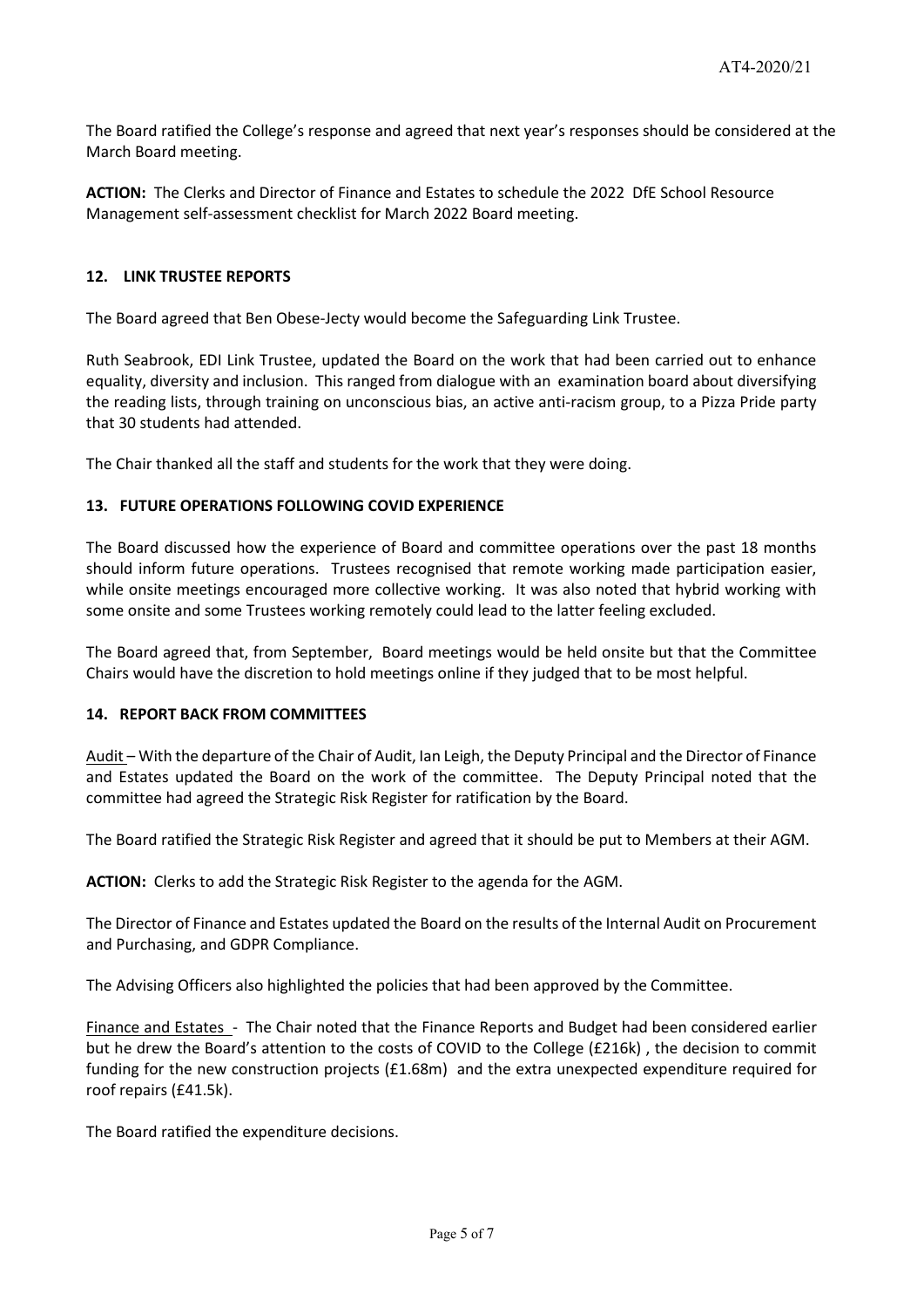The Board ratified the College's response and agreed that next year's responses should be considered at the March Board meeting.

**ACTION:** The Clerks and Director of Finance and Estates to schedule the 2022 DfE School Resource Management self-assessment checklist for March 2022 Board meeting.

## 12. LINK TRUSTEE REPORTS

The Board agreed that Ben Obese-Jecty would become the Safeguarding Link Trustee.

Ruth Seabrook, EDI Link Trustee, updated the Board on the work that had been carried out to enhance equality, diversity and inclusion. This ranged from dialogue with an examination board about diversifying the reading lists, through training on unconscious bias, an active anti-racism group, to a Pizza Pride party that 30 students had attended.

The Chair thanked all the staff and students for the work that they were doing.

## 13. FUTURE OPERATIONS FOLLOWING COVID EXPERIENCE

The Board discussed how the experience of Board and committee operations over the past 18 months should inform future operations. Trustees recognised that remote working made participation easier, while onsite meetings encouraged more collective working. It was also noted that hybrid working with some onsite and some Trustees working remotely could lead to the latter feeling excluded.

The Board agreed that, from September, Board meetings would be held onsite but that the Committee Chairs would have the discretion to hold meetings online if they judged that to be most helpful.

## 14. REPORT BACK FROM COMMITTEES

Audit – With the departure of the Chair of Audit, Ian Leigh, the Deputy Principal and the Director of Finance and Estates updated the Board on the work of the committee. The Deputy Principal noted that the committee had agreed the Strategic Risk Register for ratification by the Board.

The Board ratified the Strategic Risk Register and agreed that it should be put to Members at their AGM.

**ACTION:** Clerks to add the Strategic Risk Register to the agenda for the AGM.

The Director of Finance and Estates updated the Board on the results of the Internal Audit on Procurement and Purchasing, and GDPR Compliance.

The Advising Officers also highlighted the policies that had been approved by the Committee.

Finance and Estates - The Chair noted that the Finance Reports and Budget had been considered earlier but he drew the Board's attention to the costs of COVID to the College (£216k) , the decision to commit funding for the new construction projects (£1.68m) and the extra unexpected expenditure required for roof repairs (£41.5k).

The Board ratified the expenditure decisions.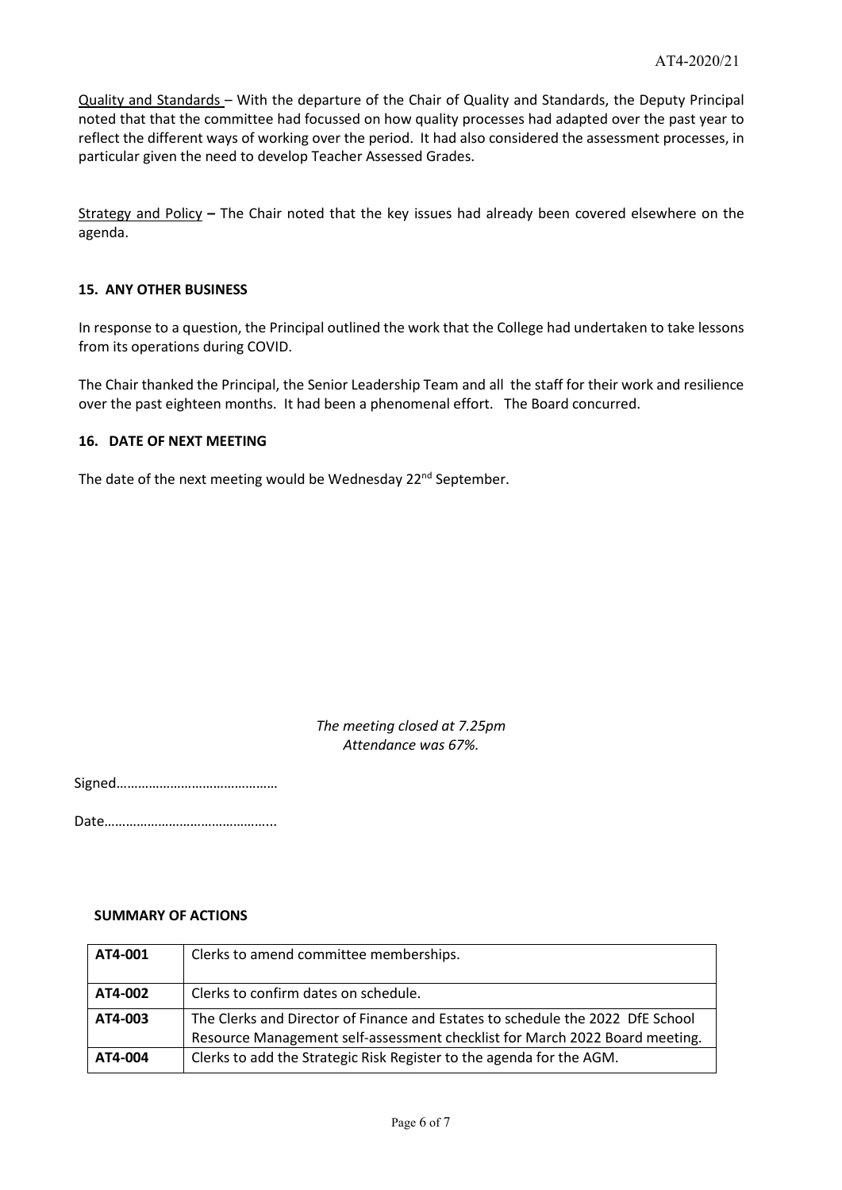Quality and Standards – With the departure of the Chair of Quality and Standards, the Deputy Principal noted that that the committee had focussed on how quality processes had adapted over the past year to reflect the different ways of working over the period. It had also considered the assessment processes, in particular given the need to develop Teacher Assessed Grades.

Strategy and Policy **–** The Chair noted that the key issues had already been covered elsewhere on the agenda.

### 15. ANY OTHER BUSINESS

In response to a question, the Principal outlined the work that the College had undertaken to take lessons from its operations during COVID.

The Chair thanked the Principal, the Senior Leadership Team and all the staff for their work and resilience over the past eighteen months. It had been a phenomenal effort. The Board concurred.

### 16. DATE OF NEXT MEETING

The date of the next meeting would be Wednesday 22nd September.

*The meeting closed at 7.25pm*
*Attendance was 67%.*

Signed………………………………………

Date………………………………………...

**SUMMARY OF ACTIONS**

| | |
|---|---|
| **AT4-001** | Clerks to amend committee memberships. |
| **AT4-002** | Clerks to confirm dates on schedule. |
| **AT4-003** | The Clerks and Director of Finance and Estates to schedule the 2022 DfE School Resource Management self-assessment checklist for March 2022 Board meeting. |
| **AT4-004** | Clerks to add the Strategic Risk Register to the agenda for the AGM. |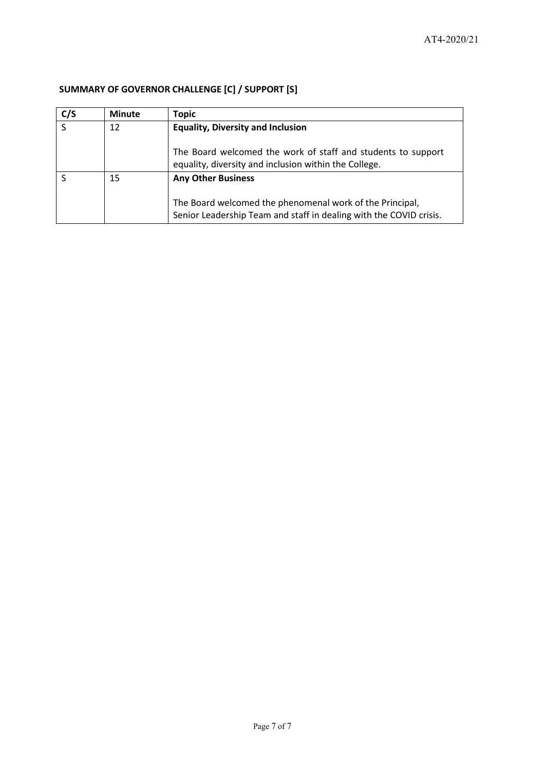**SUMMARY OF GOVERNOR CHALLENGE [C] / SUPPORT [S]**

| C/S | Minute | Topic |
|---|---|---|
| S | 12 | **Equality, Diversity and Inclusion**<br><br>The Board welcomed the work of staff and students to support equality, diversity and inclusion within the College. |
| S | 15 | **Any Other Business**<br><br>The Board welcomed the phenomenal work of the Principal, Senior Leadership Team and staff in dealing with the COVID crisis. |